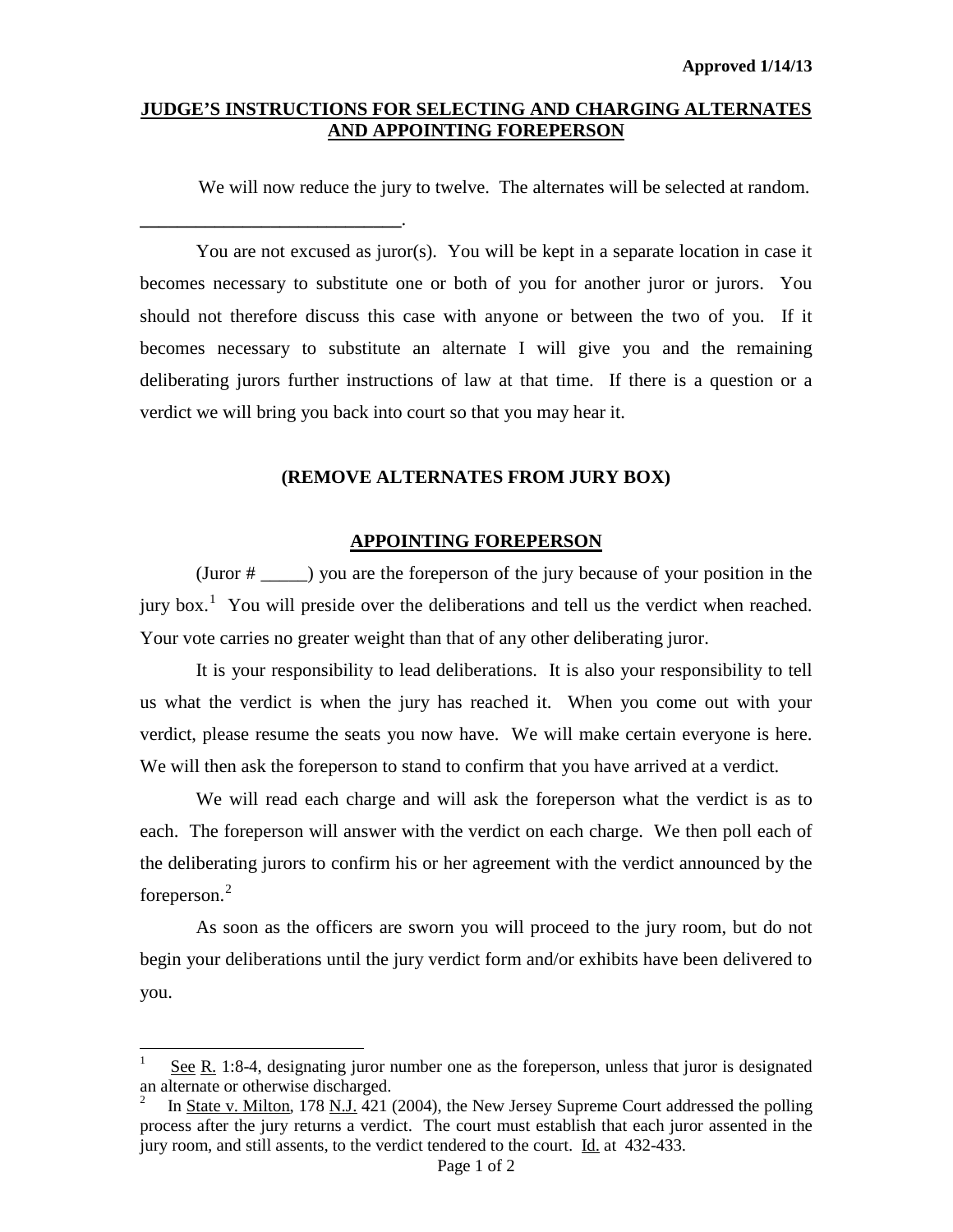**Approved 1/14/13**

# JUDGE'S INSTRUCTIONS FOR SELECTING AND CHARGING ALTERNATES AND APPOINTING FOREPERSON

We will now reduce the jury to twelve. The alternates will be selected at random.

____________________________.

You are not excused as juror(s). You will be kept in a separate location in case it becomes necessary to substitute one or both of you for another juror or jurors. You should not therefore discuss this case with anyone or between the two of you. If it becomes necessary to substitute an alternate I will give you and the remaining deliberating jurors further instructions of law at that time. If there is a question or a verdict we will bring you back into court so that you may hear it.

**(REMOVE ALTERNATES FROM JURY BOX)**

## APPOINTING FOREPERSON

(Juror # _____) you are the foreperson of the jury because of your position in the jury box.[1] You will preside over the deliberations and tell us the verdict when reached. Your vote carries no greater weight than that of any other deliberating juror.

It is your responsibility to lead deliberations. It is also your responsibility to tell us what the verdict is when the jury has reached it. When you come out with your verdict, please resume the seats you now have. We will make certain everyone is here. We will then ask the foreperson to stand to confirm that you have arrived at a verdict.

We will read each charge and will ask the foreperson what the verdict is as to each. The foreperson will answer with the verdict on each charge. We then poll each of the deliberating jurors to confirm his or her agreement with the verdict announced by the foreperson.[2]

As soon as the officers are sworn you will proceed to the jury room, but do not begin your deliberations until the jury verdict form and/or exhibits have been delivered to you.

---

[1] See R. 1:8-4, designating juror number one as the foreperson, unless that juror is designated an alternate or otherwise discharged.

[2] In State v. Milton, 178 N.J. 421 (2004), the New Jersey Supreme Court addressed the polling process after the jury returns a verdict. The court must establish that each juror assented in the jury room, and still assents, to the verdict tendered to the court. Id. at 432-433.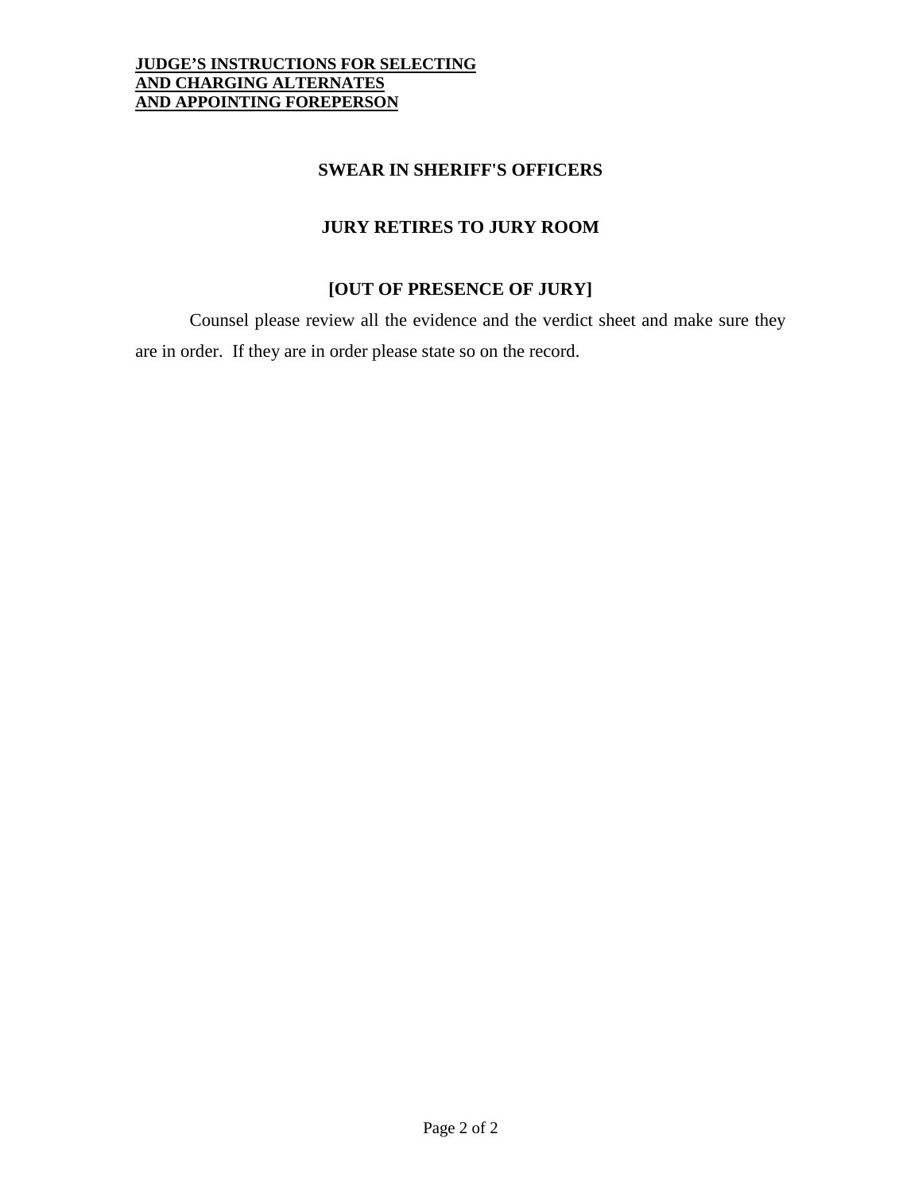**SWEAR IN SHERIFF'S OFFICERS**

**JURY RETIRES TO JURY ROOM**

**[OUT OF PRESENCE OF JURY]**

Counsel please review all the evidence and the verdict sheet and make sure they are in order. If they are in order please state so on the record.